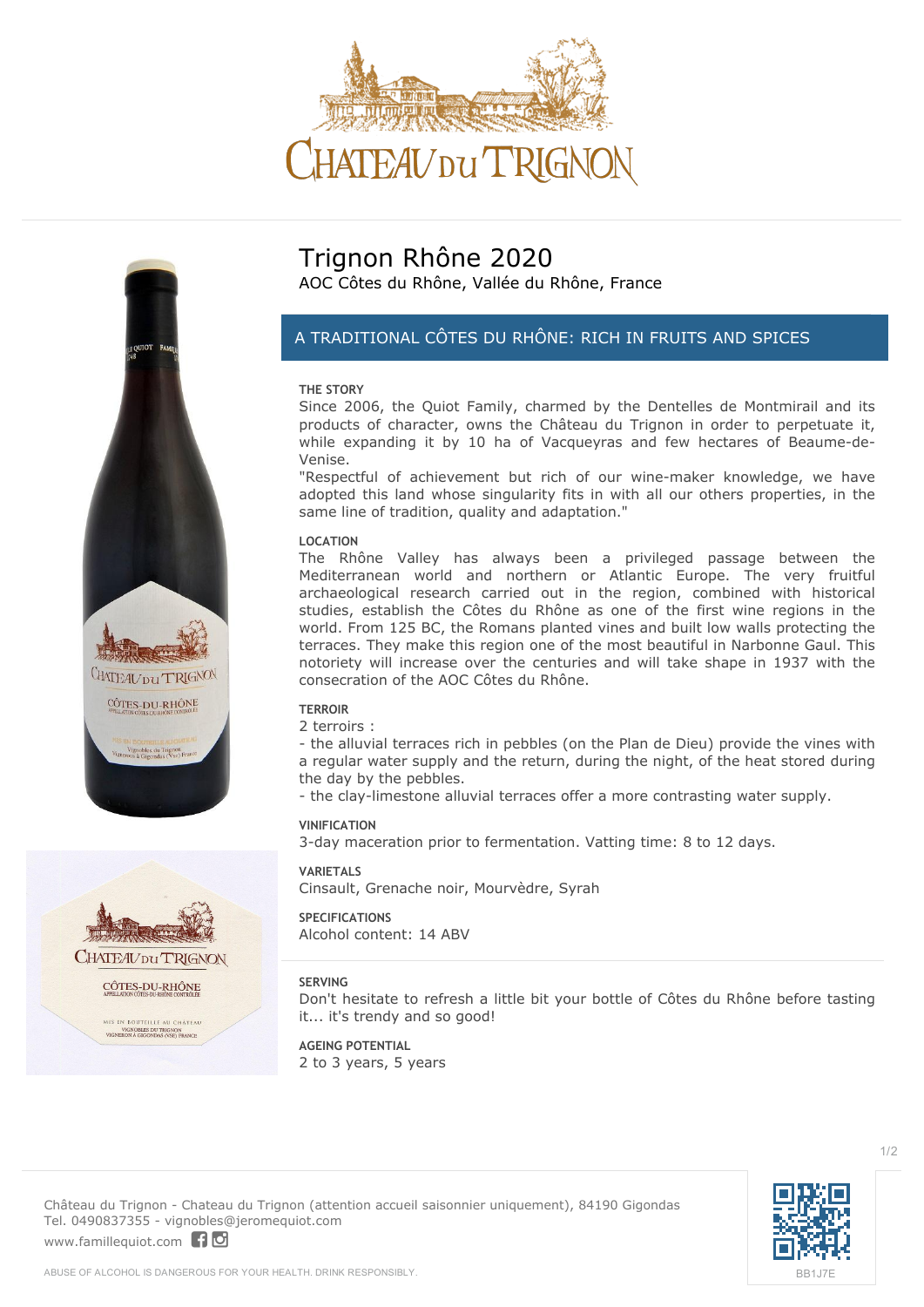# Trignon Rhône 2020

AOC Côtes du Rhône, Vallée du Rhône, France

## A TRADITIONAL CÔTES DU RHÔNE: RICH IN FRUITS AND SPICES

### THE STORY

Since 2006, the Quiot Family, charmed by the Dentelles de Montmirail and its products of character, owns the Château du Trignon in order to perpetuate it, while expanding it by 10 ha of Vacqueyras and few hectares of Beaume-de-Venise.

"Respectful of achievement but rich of our wine-maker knowledge, we have adopted this land whose singularity fits in with all our others properties, in the same line of tradition, quality and adaptation."

### LOCATION

The Rhône Valley has always been a privileged passage between the Mediterranean world and northern or Atlantic Europe. The very fruitful archaeological research carried out in the region, combined with historical studies, establish the Côtes du Rhône as one of the first wine regions in the world. From 125 BC, the Romans planted vines and built low walls protecting the terraces. They make this region one of the most beautiful in Narbonne Gaul. This notoriety will increase over the centuries and will take shape in 1937 with the consecration of the AOC Côtes du Rhône.

### TERROIR

2 terroirs :

- the alluvial terraces rich in pebbles (on the Plan de Dieu) provide the vines with a regular water supply and the return, during the night, of the heat stored during the day by the pebbles.
- the clay-limestone alluvial terraces offer a more contrasting water supply.

### VINIFICATION

3-day maceration prior to fermentation. Vatting time: 8 to 12 days.

### VARIETALS

Cinsault, Grenache noir, Mourvèdre, Syrah

### SPECIFICATIONS

Alcohol content: 14 ABV

### SERVING

Don't hesitate to refresh a little bit your bottle of Côtes du Rhône before tasting it... it's trendy and so good!

### AGEING POTENTIAL

2 to 3 years, 5 years

Château du Trignon - Chateau du Trignon (attention accueil saisonnier uniquement), 84190 Gigondas
Tel. 0490837355 - vignobles@jeromequiot.com
www.famillequiot.com

BB1J7E

ABUSE OF ALCOHOL IS DANGEROUS FOR YOUR HEALTH. DRINK RESPONSIBLY.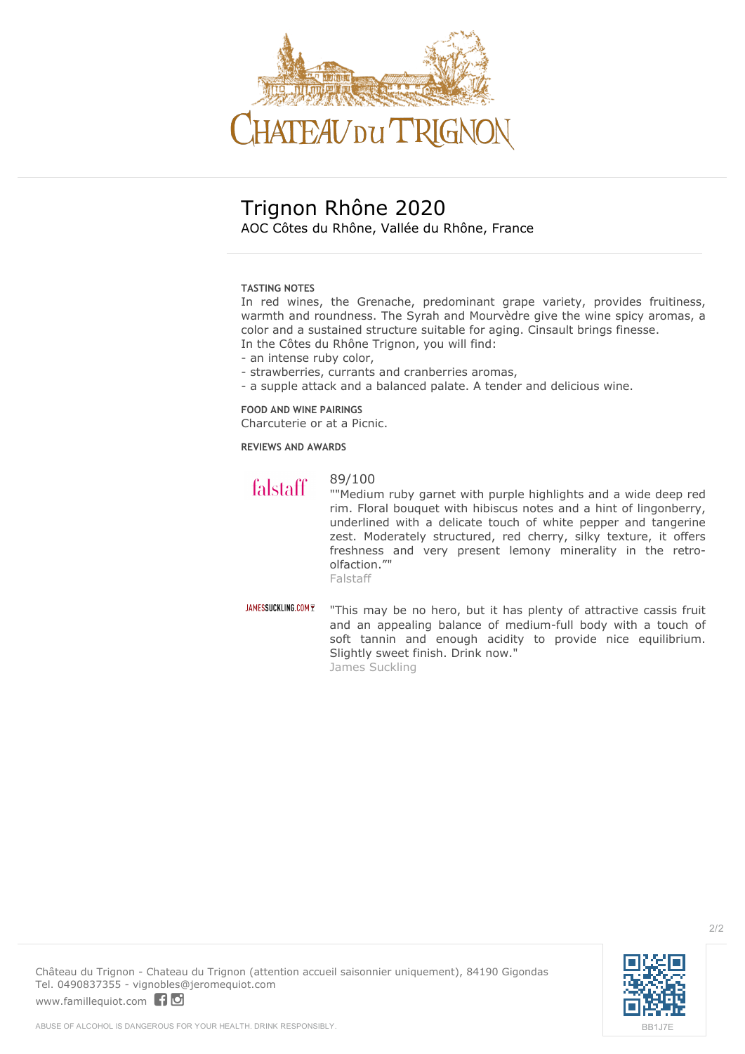CHATEAU DU TRIGNON

# Trignon Rhône 2020

AOC Côtes du Rhône, Vallée du Rhône, France

**TASTING NOTES**

In red wines, the Grenache, predominant grape variety, provides fruitiness, warmth and roundness. The Syrah and Mourvèdre give the wine spicy aromas, a color and a sustained structure suitable for aging. Cinsault brings finesse.
In the Côtes du Rhône Trignon, you will find:
- an intense ruby color,
- strawberries, currants and cranberries aromas,
- a supple attack and a balanced palate. A tender and delicious wine.

**FOOD AND WINE PAIRINGS**

Charcuterie or at a Picnic.

**REVIEWS AND AWARDS**

falstaff

89/100

""Medium ruby garnet with purple highlights and a wide deep red rim. Floral bouquet with hibiscus notes and a hint of lingonberry, underlined with a delicate touch of white pepper and tangerine zest. Moderately structured, red cherry, silky texture, it offers freshness and very present lemony minerality in the retro-olfaction.""

Falstaff

JAMESSUCKLING.COM

"This may be no hero, but it has plenty of attractive cassis fruit and an appealing balance of medium-full body with a touch of soft tannin and enough acidity to provide nice equilibrium. Slightly sweet finish. Drink now."

James Suckling

Château du Trignon - Chateau du Trignon (attention accueil saisonnier uniquement), 84190 Gigondas
Tel. 0490837355 - vignobles@jeromequiot.com
www.famillequiot.com

ABUSE OF ALCOHOL IS DANGEROUS FOR YOUR HEALTH. DRINK RESPONSIBLY.

BB1J7E